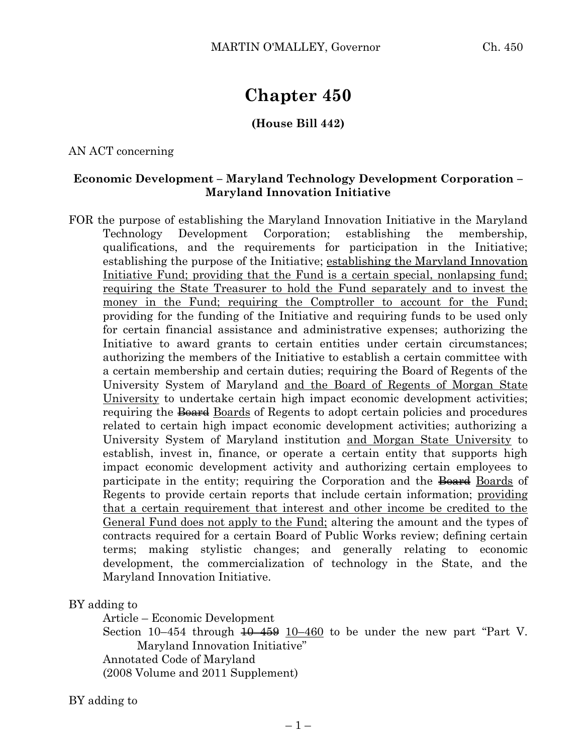# Chapter 450

**(House Bill 442)**

AN ACT concerning

**Economic Development – Maryland Technology Development Corporation – Maryland Innovation Initiative**

FOR the purpose of establishing the Maryland Innovation Initiative in the Maryland Technology Development Corporation; establishing the membership, qualifications, and the requirements for participation in the Initiative; establishing the purpose of the Initiative; <u>establishing the Maryland Innovation Initiative Fund; providing that the Fund is a certain special, nonlapsing fund; requiring the State Treasurer to hold the Fund separately and to invest the money in the Fund; requiring the Comptroller to account for the Fund;</u> providing for the funding of the Initiative and requiring funds to be used only for certain financial assistance and administrative expenses; authorizing the Initiative to award grants to certain entities under certain circumstances; authorizing the members of the Initiative to establish a certain committee with a certain membership and certain duties; requiring the Board of Regents of the University System of Maryland <u>and the Board of Regents of Morgan State University</u> to undertake certain high impact economic development activities; requiring the ~~Board~~ <u>Boards</u> of Regents to adopt certain policies and procedures related to certain high impact economic development activities; authorizing a University System of Maryland institution <u>and Morgan State University</u> to establish, invest in, finance, or operate a certain entity that supports high impact economic development activity and authorizing certain employees to participate in the entity; requiring the Corporation and the ~~Board~~ <u>Boards</u> of Regents to provide certain reports that include certain information; <u>providing that a certain requirement that interest and other income be credited to the General Fund does not apply to the Fund;</u> altering the amount and the types of contracts required for a certain Board of Public Works review; defining certain terms; making stylistic changes; and generally relating to economic development, the commercialization of technology in the State, and the Maryland Innovation Initiative.

BY adding to

Article – Economic Development

Section 10–454 through ~~10–459~~ <u>10–460</u> to be under the new part "Part V. Maryland Innovation Initiative"

Annotated Code of Maryland

(2008 Volume and 2011 Supplement)

BY adding to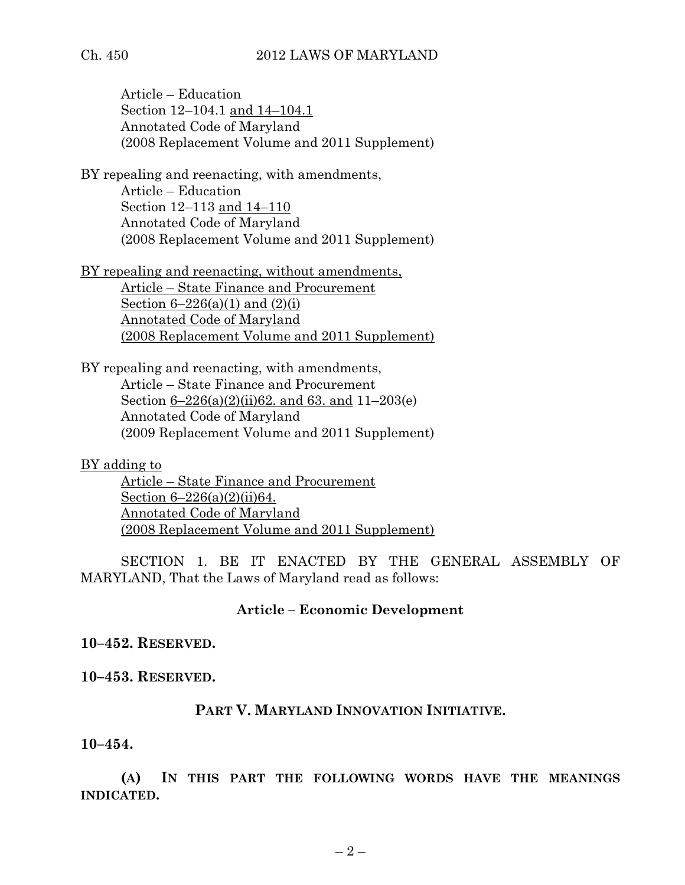Article – Education
Section 12–104.1 and 14–104.1
Annotated Code of Maryland
(2008 Replacement Volume and 2011 Supplement)

BY repealing and reenacting, with amendments,
Article – Education
Section 12–113 and 14–110
Annotated Code of Maryland
(2008 Replacement Volume and 2011 Supplement)

BY repealing and reenacting, without amendments,
Article – State Finance and Procurement
Section 6–226(a)(1) and (2)(i)
Annotated Code of Maryland
(2008 Replacement Volume and 2011 Supplement)

BY repealing and reenacting, with amendments,
Article – State Finance and Procurement
Section 6–226(a)(2)(ii)62. and 63. and 11–203(e)
Annotated Code of Maryland
(2009 Replacement Volume and 2011 Supplement)

BY adding to
Article – State Finance and Procurement
Section 6–226(a)(2)(ii)64.
Annotated Code of Maryland
(2008 Replacement Volume and 2011 Supplement)

SECTION 1. BE IT ENACTED BY THE GENERAL ASSEMBLY OF MARYLAND, That the Laws of Maryland read as follows:

**Article – Economic Development**

**10–452. RESERVED.**

**10–453. RESERVED.**

**PART V. MARYLAND INNOVATION INITIATIVE.**

**10–454.**

**(A) IN THIS PART THE FOLLOWING WORDS HAVE THE MEANINGS INDICATED.**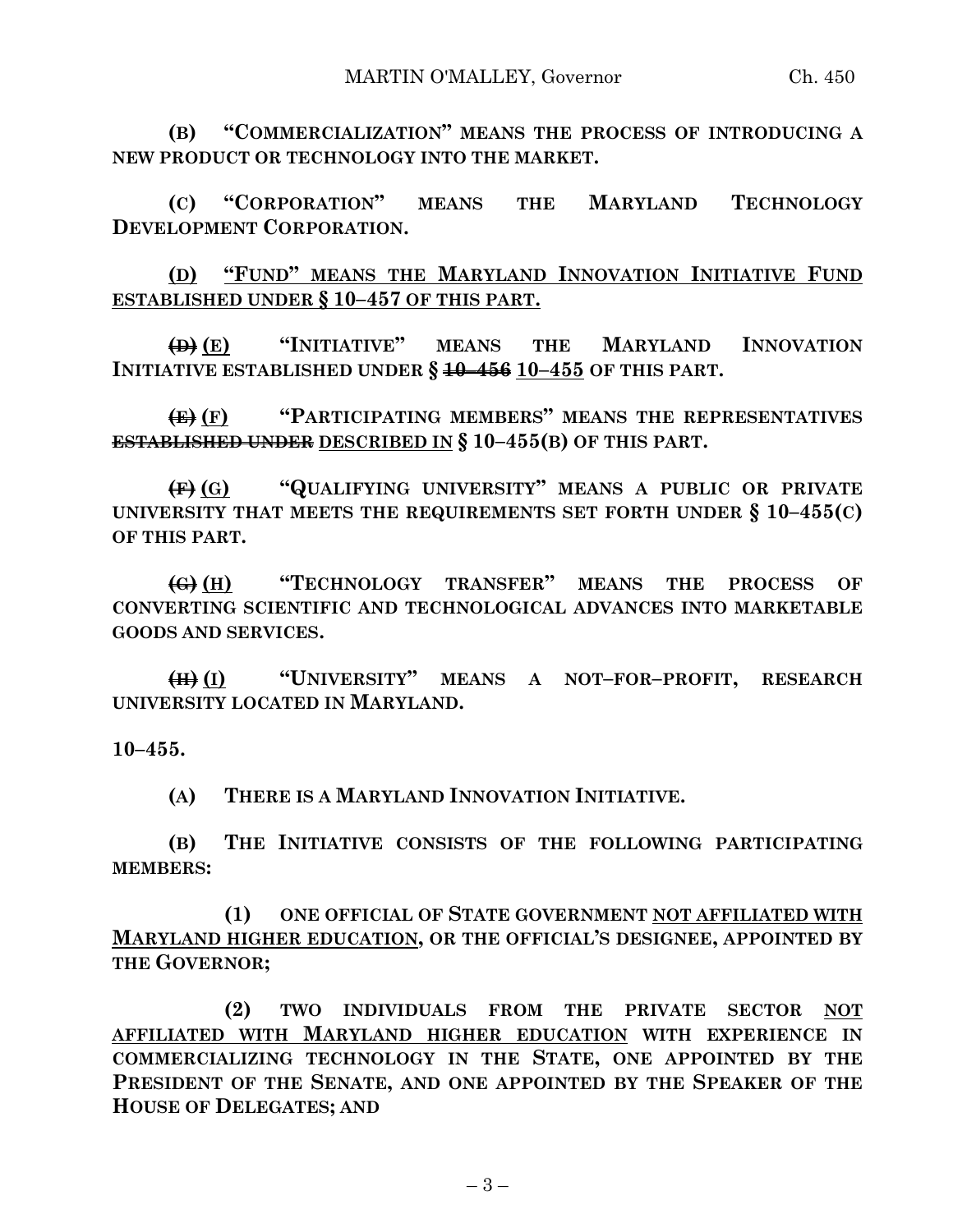**(B) "COMMERCIALIZATION" MEANS THE PROCESS OF INTRODUCING A NEW PRODUCT OR TECHNOLOGY INTO THE MARKET.**

**(C) "CORPORATION" MEANS THE MARYLAND TECHNOLOGY DEVELOPMENT CORPORATION.**

**<u>(D) "FUND" MEANS THE MARYLAND INNOVATION INITIATIVE FUND ESTABLISHED UNDER § 10–457 OF THIS PART.</u>**

**~~(D)~~ <u>(E)</u> "INITIATIVE" MEANS THE MARYLAND INNOVATION INITIATIVE ESTABLISHED UNDER § ~~10–456~~ <u>10–455</u> OF THIS PART.**

**~~(E)~~ <u>(F)</u> "PARTICIPATING MEMBERS" MEANS THE REPRESENTATIVES ~~ESTABLISHED UNDER~~ <u>DESCRIBED IN</u> § 10–455(B) OF THIS PART.**

**~~(F)~~ <u>(G)</u> "QUALIFYING UNIVERSITY" MEANS A PUBLIC OR PRIVATE UNIVERSITY THAT MEETS THE REQUIREMENTS SET FORTH UNDER § 10–455(C) OF THIS PART.**

**~~(G)~~ <u>(H)</u> "TECHNOLOGY TRANSFER" MEANS THE PROCESS OF CONVERTING SCIENTIFIC AND TECHNOLOGICAL ADVANCES INTO MARKETABLE GOODS AND SERVICES.**

**~~(H)~~ <u>(I)</u> "UNIVERSITY" MEANS A NOT–FOR–PROFIT, RESEARCH UNIVERSITY LOCATED IN MARYLAND.**

**10–455.**

**(A) THERE IS A MARYLAND INNOVATION INITIATIVE.**

**(B) THE INITIATIVE CONSISTS OF THE FOLLOWING PARTICIPATING MEMBERS:**

**(1) ONE OFFICIAL OF STATE GOVERNMENT <u>NOT AFFILIATED WITH MARYLAND HIGHER EDUCATION</u>, OR THE OFFICIAL'S DESIGNEE, APPOINTED BY THE GOVERNOR;**

**(2) TWO INDIVIDUALS FROM THE PRIVATE SECTOR <u>NOT AFFILIATED WITH MARYLAND HIGHER EDUCATION</u> WITH EXPERIENCE IN COMMERCIALIZING TECHNOLOGY IN THE STATE, ONE APPOINTED BY THE PRESIDENT OF THE SENATE, AND ONE APPOINTED BY THE SPEAKER OF THE HOUSE OF DELEGATES; AND**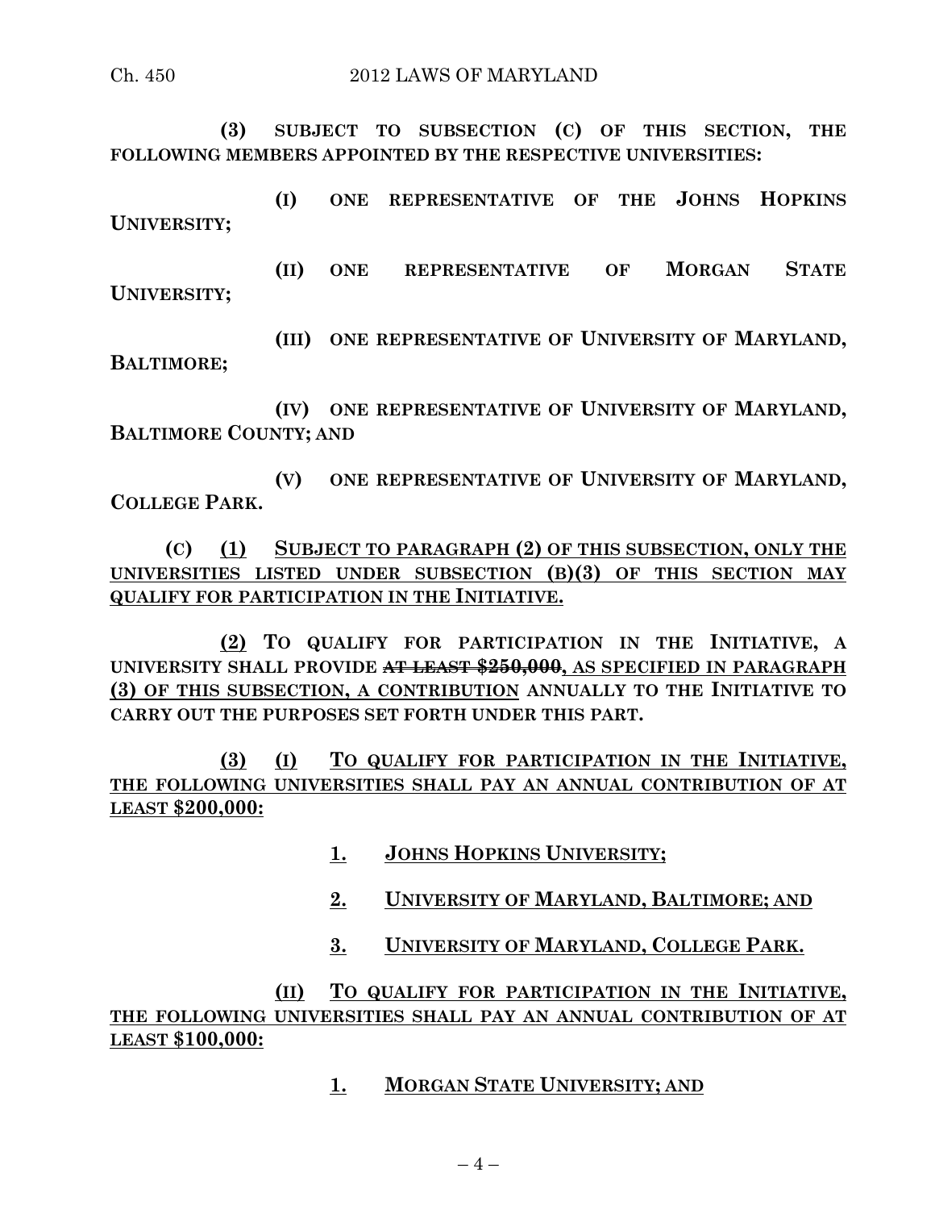**(3) SUBJECT TO SUBSECTION (C) OF THIS SECTION, THE FOLLOWING MEMBERS APPOINTED BY THE RESPECTIVE UNIVERSITIES:**

**(I) ONE REPRESENTATIVE OF THE JOHNS HOPKINS UNIVERSITY;**

**(II) ONE REPRESENTATIVE OF MORGAN STATE UNIVERSITY;**

**(III) ONE REPRESENTATIVE OF UNIVERSITY OF MARYLAND, BALTIMORE;**

**(IV) ONE REPRESENTATIVE OF UNIVERSITY OF MARYLAND, BALTIMORE COUNTY; AND**

**(V) ONE REPRESENTATIVE OF UNIVERSITY OF MARYLAND, COLLEGE PARK.**

**(C)** <u>**(1) SUBJECT TO PARAGRAPH (2) OF THIS SUBSECTION, ONLY THE UNIVERSITIES LISTED UNDER SUBSECTION (B)(3) OF THIS SECTION MAY QUALIFY FOR PARTICIPATION IN THE INITIATIVE.**</u>

<u>**(2)**</u> **TO QUALIFY FOR PARTICIPATION IN THE INITIATIVE, A UNIVERSITY SHALL PROVIDE** ~~**AT LEAST $250,000**~~**,** <u>**AS SPECIFIED IN PARAGRAPH (3) OF THIS SUBSECTION, A CONTRIBUTION**</u> **ANNUALLY TO THE INITIATIVE TO CARRY OUT THE PURPOSES SET FORTH UNDER THIS PART.**

<u>**(3) (I) TO QUALIFY FOR PARTICIPATION IN THE INITIATIVE, THE FOLLOWING UNIVERSITIES SHALL PAY AN ANNUAL CONTRIBUTION OF AT LEAST $200,000:**</u>

<u>**1. JOHNS HOPKINS UNIVERSITY;**</u>

<u>**2. UNIVERSITY OF MARYLAND, BALTIMORE; AND**</u>

<u>**3. UNIVERSITY OF MARYLAND, COLLEGE PARK.**</u>

<u>**(II) TO QUALIFY FOR PARTICIPATION IN THE INITIATIVE, THE FOLLOWING UNIVERSITIES SHALL PAY AN ANNUAL CONTRIBUTION OF AT LEAST $100,000:**</u>

<u>**1. MORGAN STATE UNIVERSITY; AND**</u>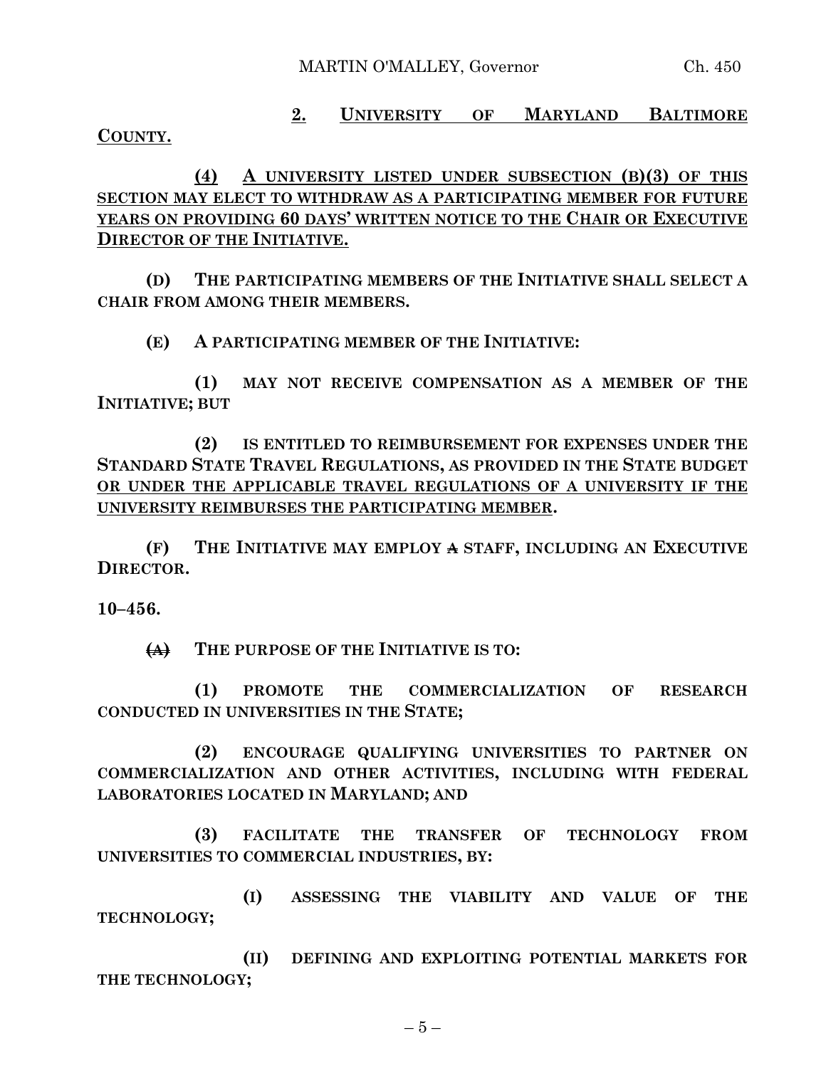**2. <u>UNIVERSITY OF MARYLAND BALTIMORE COUNTY.</u>**

**(4) <u>A UNIVERSITY LISTED UNDER SUBSECTION (B)(3) OF THIS SECTION MAY ELECT TO WITHDRAW AS A PARTICIPATING MEMBER FOR FUTURE YEARS ON PROVIDING 60 DAYS' WRITTEN NOTICE TO THE CHAIR OR EXECUTIVE DIRECTOR OF THE INITIATIVE.</u>**

**(D) THE PARTICIPATING MEMBERS OF THE INITIATIVE SHALL SELECT A CHAIR FROM AMONG THEIR MEMBERS.**

**(E) A PARTICIPATING MEMBER OF THE INITIATIVE:**

**(1) MAY NOT RECEIVE COMPENSATION AS A MEMBER OF THE INITIATIVE; BUT**

**(2) IS ENTITLED TO REIMBURSEMENT FOR EXPENSES UNDER THE STANDARD STATE TRAVEL REGULATIONS, AS PROVIDED IN THE STATE BUDGET <u>OR UNDER THE APPLICABLE TRAVEL REGULATIONS OF A UNIVERSITY IF THE UNIVERSITY REIMBURSES THE PARTICIPATING MEMBER</u>.**

**(F) THE INITIATIVE MAY EMPLOY ~~A~~ STAFF, INCLUDING AN EXECUTIVE DIRECTOR.**

**10–456.**

**~~(A)~~ THE PURPOSE OF THE INITIATIVE IS TO:**

**(1) PROMOTE THE COMMERCIALIZATION OF RESEARCH CONDUCTED IN UNIVERSITIES IN THE STATE;**

**(2) ENCOURAGE QUALIFYING UNIVERSITIES TO PARTNER ON COMMERCIALIZATION AND OTHER ACTIVITIES, INCLUDING WITH FEDERAL LABORATORIES LOCATED IN MARYLAND; AND**

**(3) FACILITATE THE TRANSFER OF TECHNOLOGY FROM UNIVERSITIES TO COMMERCIAL INDUSTRIES, BY:**

**(I) ASSESSING THE VIABILITY AND VALUE OF THE TECHNOLOGY;**

**(II) DEFINING AND EXPLOITING POTENTIAL MARKETS FOR THE TECHNOLOGY;**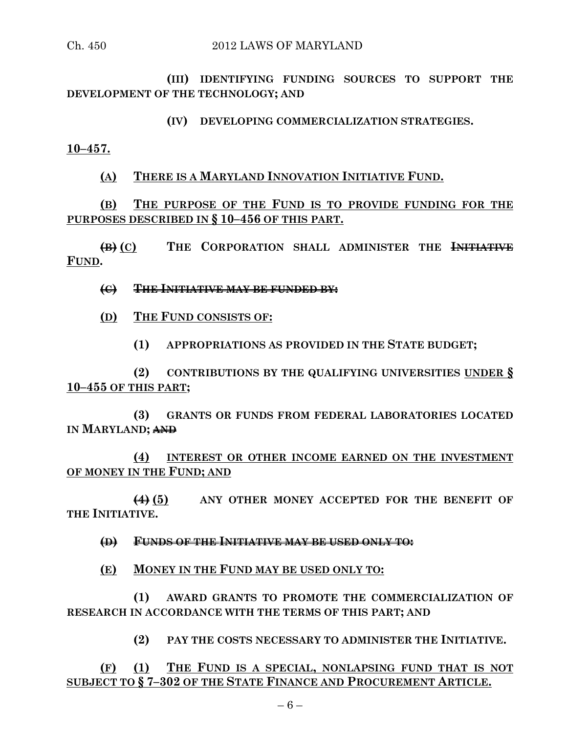(III) IDENTIFYING FUNDING SOURCES TO SUPPORT THE DEVELOPMENT OF THE TECHNOLOGY; AND

(IV) DEVELOPING COMMERCIALIZATION STRATEGIES.

<u>10–457.</u>

<u>(A) THERE IS A MARYLAND INNOVATION INITIATIVE FUND.</u>

<u>(B) THE PURPOSE OF THE FUND IS TO PROVIDE FUNDING FOR THE PURPOSES DESCRIBED IN § 10–456 OF THIS PART.</u>

~~(B)~~ <u>(C)</u> THE CORPORATION SHALL ADMINISTER THE ~~INITIATIVE~~ <u>FUND</u>.

~~(C) THE INITIATIVE MAY BE FUNDED BY:~~

<u>(D) THE FUND CONSISTS OF:</u>

(1) APPROPRIATIONS AS PROVIDED IN THE STATE BUDGET;

(2) CONTRIBUTIONS BY THE QUALIFYING UNIVERSITIES <u>UNDER § 10–455 OF THIS PART</u>;

(3) GRANTS OR FUNDS FROM FEDERAL LABORATORIES LOCATED IN MARYLAND; ~~AND~~

<u>(4) INTEREST OR OTHER INCOME EARNED ON THE INVESTMENT OF MONEY IN THE FUND; AND</u>

~~(4)~~ <u>(5)</u> ANY OTHER MONEY ACCEPTED FOR THE BENEFIT OF THE INITIATIVE.

~~(D) FUNDS OF THE INITIATIVE MAY BE USED ONLY TO:~~

<u>(E) MONEY IN THE FUND MAY BE USED ONLY TO:</u>

(1) AWARD GRANTS TO PROMOTE THE COMMERCIALIZATION OF RESEARCH IN ACCORDANCE WITH THE TERMS OF THIS PART; AND

(2) PAY THE COSTS NECESSARY TO ADMINISTER THE INITIATIVE.

<u>(F) (1) THE FUND IS A SPECIAL, NONLAPSING FUND THAT IS NOT SUBJECT TO § 7–302 OF THE STATE FINANCE AND PROCUREMENT ARTICLE.</u>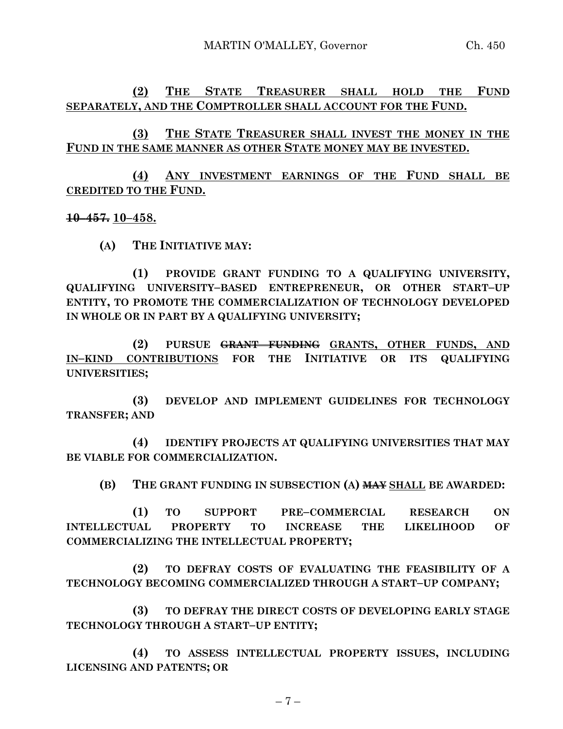**(2) THE STATE TREASURER SHALL HOLD THE FUND SEPARATELY, AND THE COMPTROLLER SHALL ACCOUNT FOR THE FUND.**

**(3) THE STATE TREASURER SHALL INVEST THE MONEY IN THE FUND IN THE SAME MANNER AS OTHER STATE MONEY MAY BE INVESTED.**

**(4) ANY INVESTMENT EARNINGS OF THE FUND SHALL BE CREDITED TO THE FUND.**

**~~10–457.~~ 10–458.**

**(A) THE INITIATIVE MAY:**

**(1) PROVIDE GRANT FUNDING TO A QUALIFYING UNIVERSITY, QUALIFYING UNIVERSITY–BASED ENTREPRENEUR, OR OTHER START–UP ENTITY, TO PROMOTE THE COMMERCIALIZATION OF TECHNOLOGY DEVELOPED IN WHOLE OR IN PART BY A QUALIFYING UNIVERSITY;**

**(2) PURSUE ~~GRANT FUNDING~~ GRANTS, OTHER FUNDS, AND IN–KIND CONTRIBUTIONS FOR THE INITIATIVE OR ITS QUALIFYING UNIVERSITIES;**

**(3) DEVELOP AND IMPLEMENT GUIDELINES FOR TECHNOLOGY TRANSFER; AND**

**(4) IDENTIFY PROJECTS AT QUALIFYING UNIVERSITIES THAT MAY BE VIABLE FOR COMMERCIALIZATION.**

**(B) THE GRANT FUNDING IN SUBSECTION (A) ~~MAY~~ SHALL BE AWARDED:**

**(1) TO SUPPORT PRE–COMMERCIAL RESEARCH ON INTELLECTUAL PROPERTY TO INCREASE THE LIKELIHOOD OF COMMERCIALIZING THE INTELLECTUAL PROPERTY;**

**(2) TO DEFRAY COSTS OF EVALUATING THE FEASIBILITY OF A TECHNOLOGY BECOMING COMMERCIALIZED THROUGH A START–UP COMPANY;**

**(3) TO DEFRAY THE DIRECT COSTS OF DEVELOPING EARLY STAGE TECHNOLOGY THROUGH A START–UP ENTITY;**

**(4) TO ASSESS INTELLECTUAL PROPERTY ISSUES, INCLUDING LICENSING AND PATENTS; OR**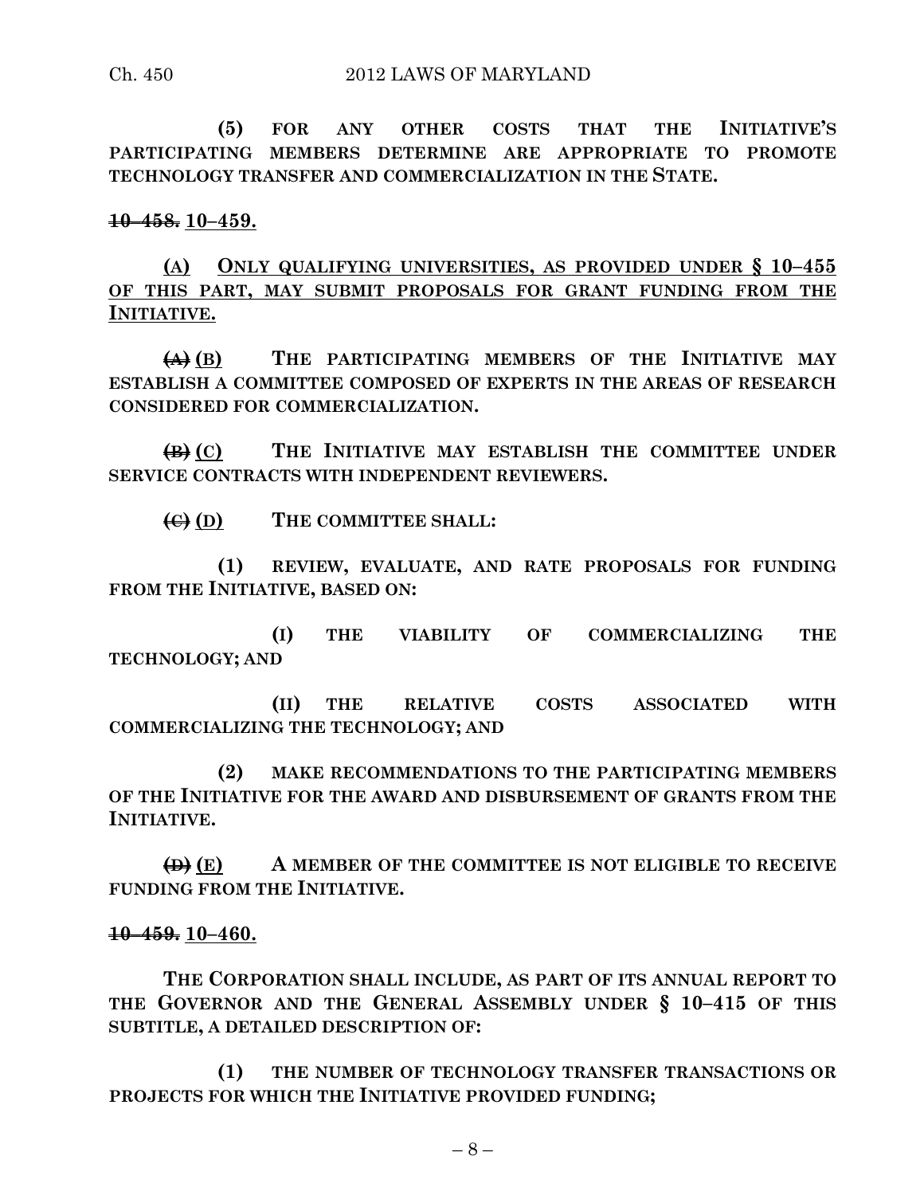**(5) FOR ANY OTHER COSTS THAT THE INITIATIVE'S PARTICIPATING MEMBERS DETERMINE ARE APPROPRIATE TO PROMOTE TECHNOLOGY TRANSFER AND COMMERCIALIZATION IN THE STATE.**

~~**10–458.**~~ **10–459.**

**(A) ONLY QUALIFYING UNIVERSITIES, AS PROVIDED UNDER § 10–455 OF THIS PART, MAY SUBMIT PROPOSALS FOR GRANT FUNDING FROM THE INITIATIVE.**

~~**(A)**~~ **(B) THE PARTICIPATING MEMBERS OF THE INITIATIVE MAY ESTABLISH A COMMITTEE COMPOSED OF EXPERTS IN THE AREAS OF RESEARCH CONSIDERED FOR COMMERCIALIZATION.**

~~**(B)**~~ **(C) THE INITIATIVE MAY ESTABLISH THE COMMITTEE UNDER SERVICE CONTRACTS WITH INDEPENDENT REVIEWERS.**

~~**(C)**~~ **(D) THE COMMITTEE SHALL:**

**(1) REVIEW, EVALUATE, AND RATE PROPOSALS FOR FUNDING FROM THE INITIATIVE, BASED ON:**

**(I) THE VIABILITY OF COMMERCIALIZING THE TECHNOLOGY; AND**

**(II) THE RELATIVE COSTS ASSOCIATED WITH COMMERCIALIZING THE TECHNOLOGY; AND**

**(2) MAKE RECOMMENDATIONS TO THE PARTICIPATING MEMBERS OF THE INITIATIVE FOR THE AWARD AND DISBURSEMENT OF GRANTS FROM THE INITIATIVE.**

~~**(D)**~~ **(E) A MEMBER OF THE COMMITTEE IS NOT ELIGIBLE TO RECEIVE FUNDING FROM THE INITIATIVE.**

~~**10–459.**~~ **10–460.**

**THE CORPORATION SHALL INCLUDE, AS PART OF ITS ANNUAL REPORT TO THE GOVERNOR AND THE GENERAL ASSEMBLY UNDER § 10–415 OF THIS SUBTITLE, A DETAILED DESCRIPTION OF:**

**(1) THE NUMBER OF TECHNOLOGY TRANSFER TRANSACTIONS OR PROJECTS FOR WHICH THE INITIATIVE PROVIDED FUNDING;**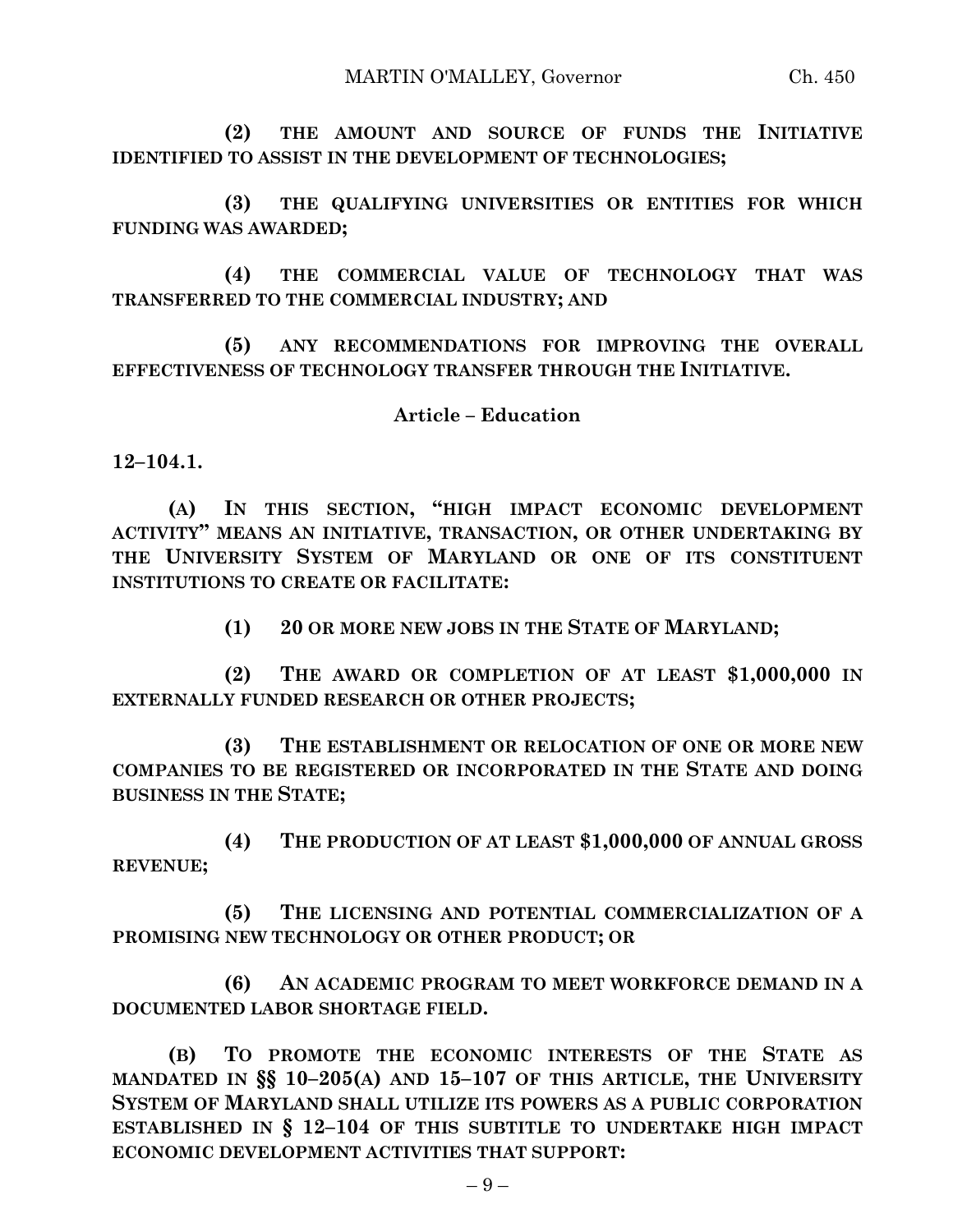**(2) THE AMOUNT AND SOURCE OF FUNDS THE INITIATIVE IDENTIFIED TO ASSIST IN THE DEVELOPMENT OF TECHNOLOGIES;**

**(3) THE QUALIFYING UNIVERSITIES OR ENTITIES FOR WHICH FUNDING WAS AWARDED;**

**(4) THE COMMERCIAL VALUE OF TECHNOLOGY THAT WAS TRANSFERRED TO THE COMMERCIAL INDUSTRY; AND**

**(5) ANY RECOMMENDATIONS FOR IMPROVING THE OVERALL EFFECTIVENESS OF TECHNOLOGY TRANSFER THROUGH THE INITIATIVE.**

**Article – Education**

**12–104.1.**

**(A) IN THIS SECTION, "HIGH IMPACT ECONOMIC DEVELOPMENT ACTIVITY" MEANS AN INITIATIVE, TRANSACTION, OR OTHER UNDERTAKING BY THE UNIVERSITY SYSTEM OF MARYLAND OR ONE OF ITS CONSTITUENT INSTITUTIONS TO CREATE OR FACILITATE:**

**(1) 20 OR MORE NEW JOBS IN THE STATE OF MARYLAND;**

**(2) THE AWARD OR COMPLETION OF AT LEAST $1,000,000 IN EXTERNALLY FUNDED RESEARCH OR OTHER PROJECTS;**

**(3) THE ESTABLISHMENT OR RELOCATION OF ONE OR MORE NEW COMPANIES TO BE REGISTERED OR INCORPORATED IN THE STATE AND DOING BUSINESS IN THE STATE;**

**(4) THE PRODUCTION OF AT LEAST $1,000,000 OF ANNUAL GROSS REVENUE;**

**(5) THE LICENSING AND POTENTIAL COMMERCIALIZATION OF A PROMISING NEW TECHNOLOGY OR OTHER PRODUCT; OR**

**(6) AN ACADEMIC PROGRAM TO MEET WORKFORCE DEMAND IN A DOCUMENTED LABOR SHORTAGE FIELD.**

**(B) TO PROMOTE THE ECONOMIC INTERESTS OF THE STATE AS MANDATED IN §§ 10–205(A) AND 15–107 OF THIS ARTICLE, THE UNIVERSITY SYSTEM OF MARYLAND SHALL UTILIZE ITS POWERS AS A PUBLIC CORPORATION ESTABLISHED IN § 12–104 OF THIS SUBTITLE TO UNDERTAKE HIGH IMPACT ECONOMIC DEVELOPMENT ACTIVITIES THAT SUPPORT:**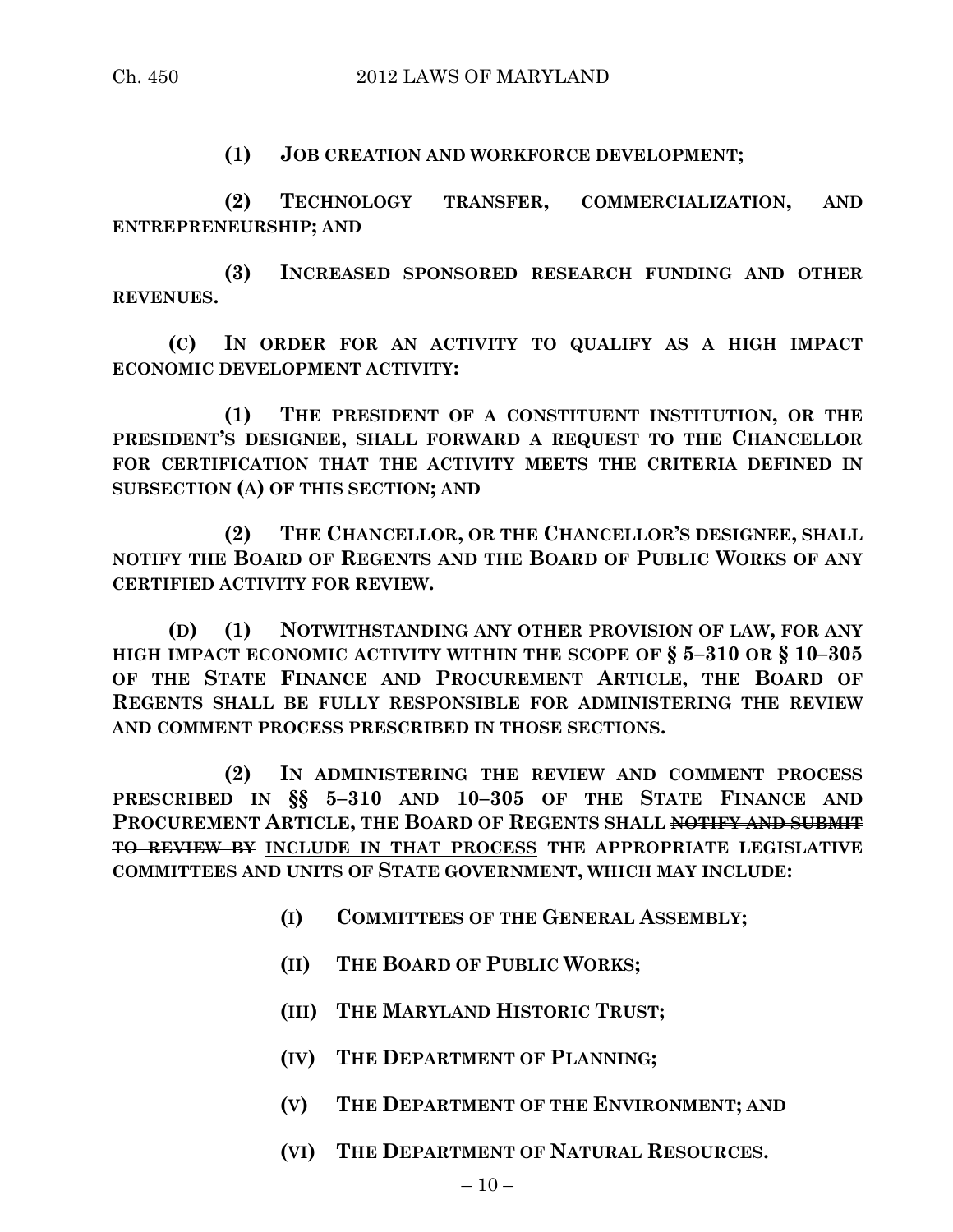**(1) JOB CREATION AND WORKFORCE DEVELOPMENT;**

**(2) TECHNOLOGY TRANSFER, COMMERCIALIZATION, AND ENTREPRENEURSHIP; AND**

**(3) INCREASED SPONSORED RESEARCH FUNDING AND OTHER REVENUES.**

**(C) IN ORDER FOR AN ACTIVITY TO QUALIFY AS A HIGH IMPACT ECONOMIC DEVELOPMENT ACTIVITY:**

**(1) THE PRESIDENT OF A CONSTITUENT INSTITUTION, OR THE PRESIDENT'S DESIGNEE, SHALL FORWARD A REQUEST TO THE CHANCELLOR FOR CERTIFICATION THAT THE ACTIVITY MEETS THE CRITERIA DEFINED IN SUBSECTION (A) OF THIS SECTION; AND**

**(2) THE CHANCELLOR, OR THE CHANCELLOR'S DESIGNEE, SHALL NOTIFY THE BOARD OF REGENTS AND THE BOARD OF PUBLIC WORKS OF ANY CERTIFIED ACTIVITY FOR REVIEW.**

**(D) (1) NOTWITHSTANDING ANY OTHER PROVISION OF LAW, FOR ANY HIGH IMPACT ECONOMIC ACTIVITY WITHIN THE SCOPE OF § 5–310 OR § 10–305 OF THE STATE FINANCE AND PROCUREMENT ARTICLE, THE BOARD OF REGENTS SHALL BE FULLY RESPONSIBLE FOR ADMINISTERING THE REVIEW AND COMMENT PROCESS PRESCRIBED IN THOSE SECTIONS.**

**(2) IN ADMINISTERING THE REVIEW AND COMMENT PROCESS PRESCRIBED IN §§ 5–310 AND 10–305 OF THE STATE FINANCE AND PROCUREMENT ARTICLE, THE BOARD OF REGENTS SHALL ~~NOTIFY AND SUBMIT TO REVIEW BY~~ <u>INCLUDE IN THAT PROCESS</u> THE APPROPRIATE LEGISLATIVE COMMITTEES AND UNITS OF STATE GOVERNMENT, WHICH MAY INCLUDE:**

**(I) COMMITTEES OF THE GENERAL ASSEMBLY;**

**(II) THE BOARD OF PUBLIC WORKS;**

**(III) THE MARYLAND HISTORIC TRUST;**

**(IV) THE DEPARTMENT OF PLANNING;**

**(V) THE DEPARTMENT OF THE ENVIRONMENT; AND**

**(VI) THE DEPARTMENT OF NATURAL RESOURCES.**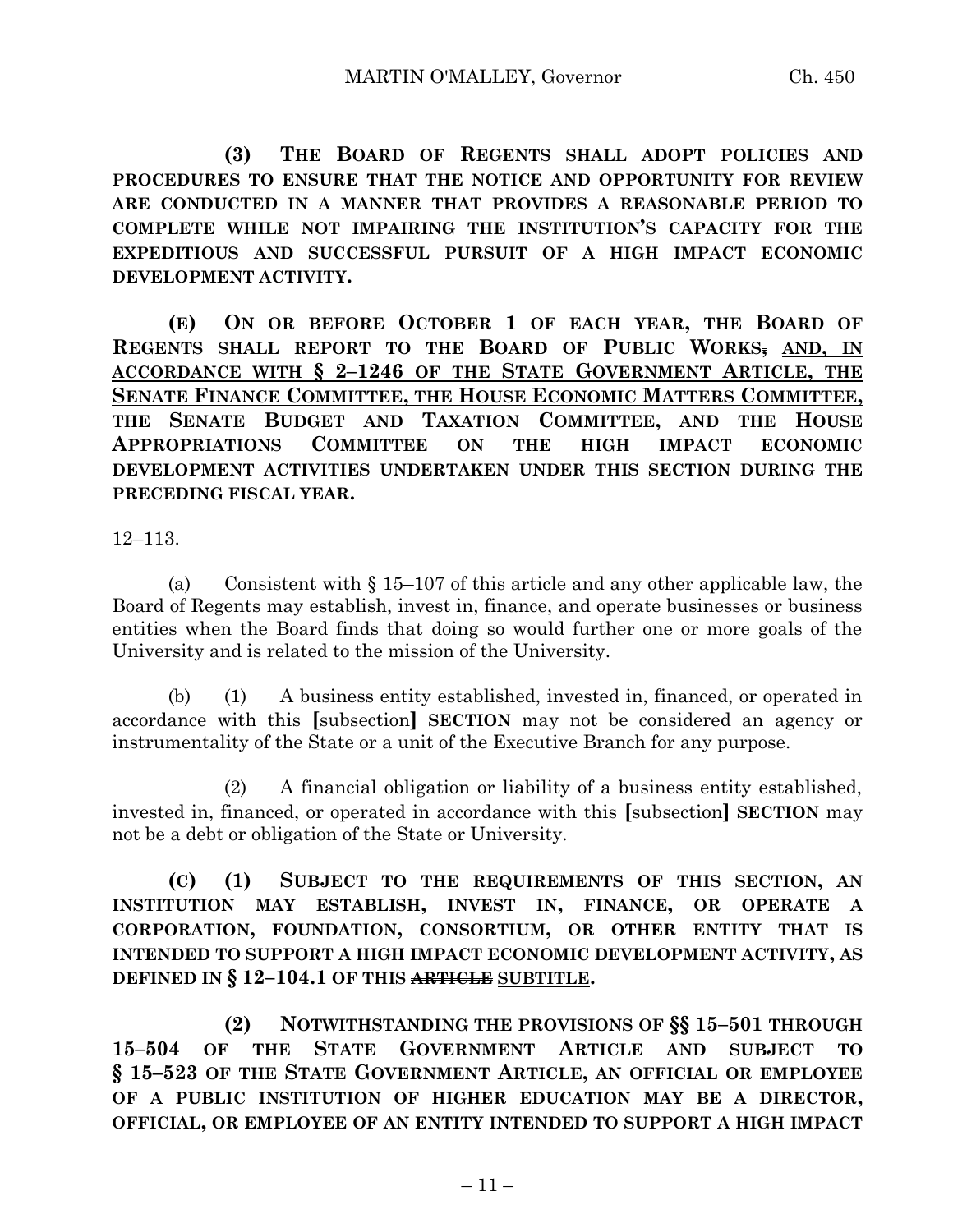**(3) THE BOARD OF REGENTS SHALL ADOPT POLICIES AND PROCEDURES TO ENSURE THAT THE NOTICE AND OPPORTUNITY FOR REVIEW ARE CONDUCTED IN A MANNER THAT PROVIDES A REASONABLE PERIOD TO COMPLETE WHILE NOT IMPAIRING THE INSTITUTION'S CAPACITY FOR THE EXPEDITIOUS AND SUCCESSFUL PURSUIT OF A HIGH IMPACT ECONOMIC DEVELOPMENT ACTIVITY.**

**(E) ON OR BEFORE OCTOBER 1 OF EACH YEAR, THE BOARD OF REGENTS SHALL REPORT TO THE BOARD OF PUBLIC WORKS~~,~~ AND, IN ACCORDANCE WITH § 2–1246 OF THE STATE GOVERNMENT ARTICLE, THE SENATE FINANCE COMMITTEE, THE HOUSE ECONOMIC MATTERS COMMITTEE, THE SENATE BUDGET AND TAXATION COMMITTEE, AND THE HOUSE APPROPRIATIONS COMMITTEE ON THE HIGH IMPACT ECONOMIC DEVELOPMENT ACTIVITIES UNDERTAKEN UNDER THIS SECTION DURING THE PRECEDING FISCAL YEAR.**

12–113.

(a) Consistent with § 15–107 of this article and any other applicable law, the Board of Regents may establish, invest in, finance, and operate businesses or business entities when the Board finds that doing so would further one or more goals of the University and is related to the mission of the University.

(b) (1) A business entity established, invested in, financed, or operated in accordance with this **[**subsection**]** **SECTION** may not be considered an agency or instrumentality of the State or a unit of the Executive Branch for any purpose.

(2) A financial obligation or liability of a business entity established, invested in, financed, or operated in accordance with this **[**subsection**]** **SECTION** may not be a debt or obligation of the State or University.

**(C) (1) SUBJECT TO THE REQUIREMENTS OF THIS SECTION, AN INSTITUTION MAY ESTABLISH, INVEST IN, FINANCE, OR OPERATE A CORPORATION, FOUNDATION, CONSORTIUM, OR OTHER ENTITY THAT IS INTENDED TO SUPPORT A HIGH IMPACT ECONOMIC DEVELOPMENT ACTIVITY, AS DEFINED IN § 12–104.1 OF THIS ~~ARTICLE~~ SUBTITLE.**

**(2) NOTWITHSTANDING THE PROVISIONS OF §§ 15–501 THROUGH 15–504 OF THE STATE GOVERNMENT ARTICLE AND SUBJECT TO § 15–523 OF THE STATE GOVERNMENT ARTICLE, AN OFFICIAL OR EMPLOYEE OF A PUBLIC INSTITUTION OF HIGHER EDUCATION MAY BE A DIRECTOR, OFFICIAL, OR EMPLOYEE OF AN ENTITY INTENDED TO SUPPORT A HIGH IMPACT**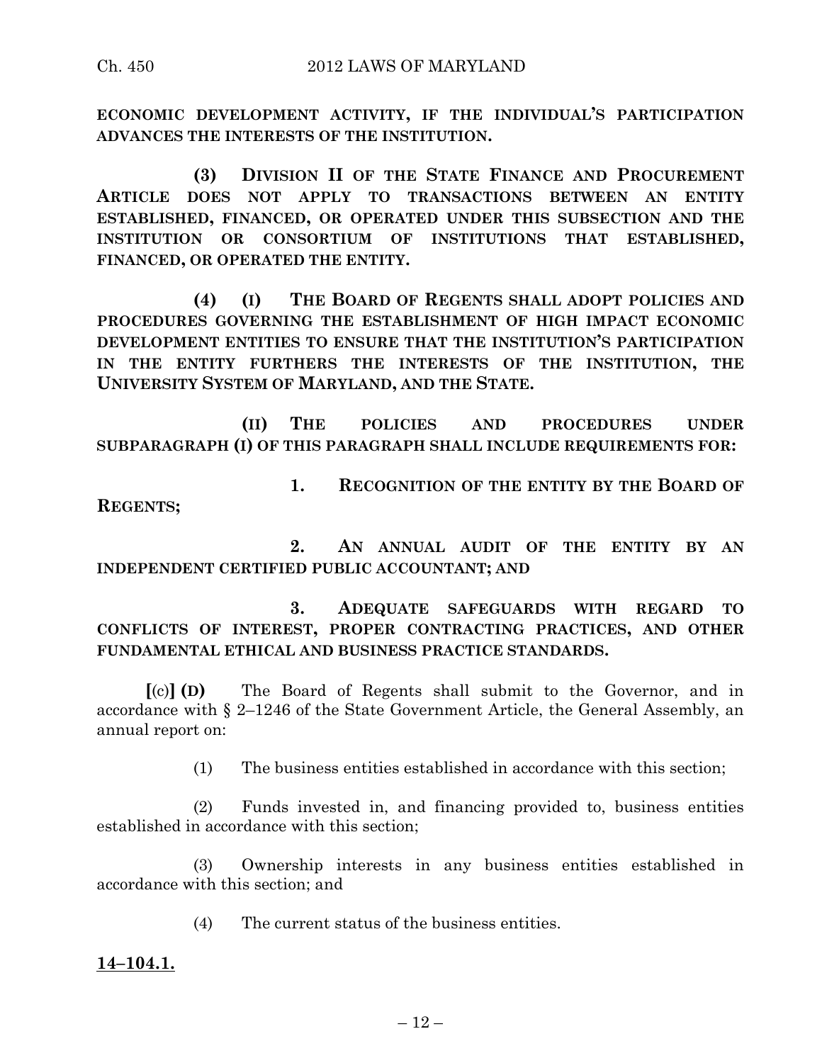**ECONOMIC DEVELOPMENT ACTIVITY, IF THE INDIVIDUAL'S PARTICIPATION ADVANCES THE INTERESTS OF THE INSTITUTION.**

**(3) DIVISION II OF THE STATE FINANCE AND PROCUREMENT ARTICLE DOES NOT APPLY TO TRANSACTIONS BETWEEN AN ENTITY ESTABLISHED, FINANCED, OR OPERATED UNDER THIS SUBSECTION AND THE INSTITUTION OR CONSORTIUM OF INSTITUTIONS THAT ESTABLISHED, FINANCED, OR OPERATED THE ENTITY.**

**(4) (I) THE BOARD OF REGENTS SHALL ADOPT POLICIES AND PROCEDURES GOVERNING THE ESTABLISHMENT OF HIGH IMPACT ECONOMIC DEVELOPMENT ENTITIES TO ENSURE THAT THE INSTITUTION'S PARTICIPATION IN THE ENTITY FURTHERS THE INTERESTS OF THE INSTITUTION, THE UNIVERSITY SYSTEM OF MARYLAND, AND THE STATE.**

**(II) THE POLICIES AND PROCEDURES UNDER SUBPARAGRAPH (I) OF THIS PARAGRAPH SHALL INCLUDE REQUIREMENTS FOR:**

**1. RECOGNITION OF THE ENTITY BY THE BOARD OF REGENTS;**

**2. AN ANNUAL AUDIT OF THE ENTITY BY AN INDEPENDENT CERTIFIED PUBLIC ACCOUNTANT; AND**

**3. ADEQUATE SAFEGUARDS WITH REGARD TO CONFLICTS OF INTEREST, PROPER CONTRACTING PRACTICES, AND OTHER FUNDAMENTAL ETHICAL AND BUSINESS PRACTICE STANDARDS.**

**[**(c)**] (D)** The Board of Regents shall submit to the Governor, and in accordance with § 2–1246 of the State Government Article, the General Assembly, an annual report on:

(1) The business entities established in accordance with this section;

(2) Funds invested in, and financing provided to, business entities established in accordance with this section;

(3) Ownership interests in any business entities established in accordance with this section; and

(4) The current status of the business entities.

<u>**14–104.1.**</u>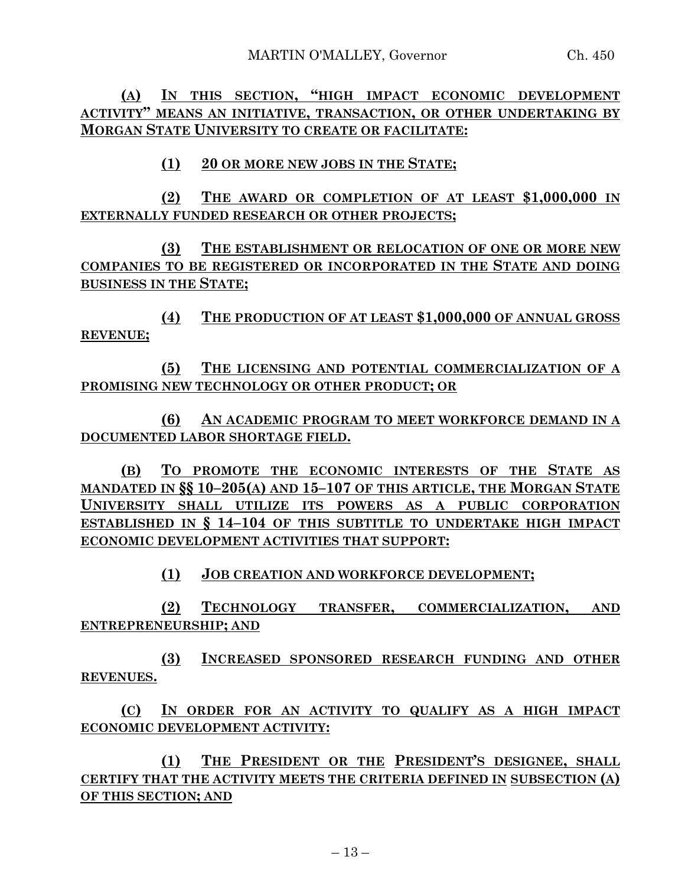**(A) IN THIS SECTION, "HIGH IMPACT ECONOMIC DEVELOPMENT ACTIVITY" MEANS AN INITIATIVE, TRANSACTION, OR OTHER UNDERTAKING BY MORGAN STATE UNIVERSITY TO CREATE OR FACILITATE:**

**(1) 20 OR MORE NEW JOBS IN THE STATE;**

**(2) THE AWARD OR COMPLETION OF AT LEAST $1,000,000 IN EXTERNALLY FUNDED RESEARCH OR OTHER PROJECTS;**

**(3) THE ESTABLISHMENT OR RELOCATION OF ONE OR MORE NEW COMPANIES TO BE REGISTERED OR INCORPORATED IN THE STATE AND DOING BUSINESS IN THE STATE;**

**(4) THE PRODUCTION OF AT LEAST $1,000,000 OF ANNUAL GROSS REVENUE;**

**(5) THE LICENSING AND POTENTIAL COMMERCIALIZATION OF A PROMISING NEW TECHNOLOGY OR OTHER PRODUCT; OR**

**(6) AN ACADEMIC PROGRAM TO MEET WORKFORCE DEMAND IN A DOCUMENTED LABOR SHORTAGE FIELD.**

**(B) TO PROMOTE THE ECONOMIC INTERESTS OF THE STATE AS MANDATED IN §§ 10–205(A) AND 15–107 OF THIS ARTICLE, THE MORGAN STATE UNIVERSITY SHALL UTILIZE ITS POWERS AS A PUBLIC CORPORATION ESTABLISHED IN § 14–104 OF THIS SUBTITLE TO UNDERTAKE HIGH IMPACT ECONOMIC DEVELOPMENT ACTIVITIES THAT SUPPORT:**

**(1) JOB CREATION AND WORKFORCE DEVELOPMENT;**

**(2) TECHNOLOGY TRANSFER, COMMERCIALIZATION, AND ENTREPRENEURSHIP; AND**

**(3) INCREASED SPONSORED RESEARCH FUNDING AND OTHER REVENUES.**

**(C) IN ORDER FOR AN ACTIVITY TO QUALIFY AS A HIGH IMPACT ECONOMIC DEVELOPMENT ACTIVITY:**

**(1) THE PRESIDENT OR THE PRESIDENT'S DESIGNEE, SHALL CERTIFY THAT THE ACTIVITY MEETS THE CRITERIA DEFINED IN SUBSECTION (A) OF THIS SECTION; AND**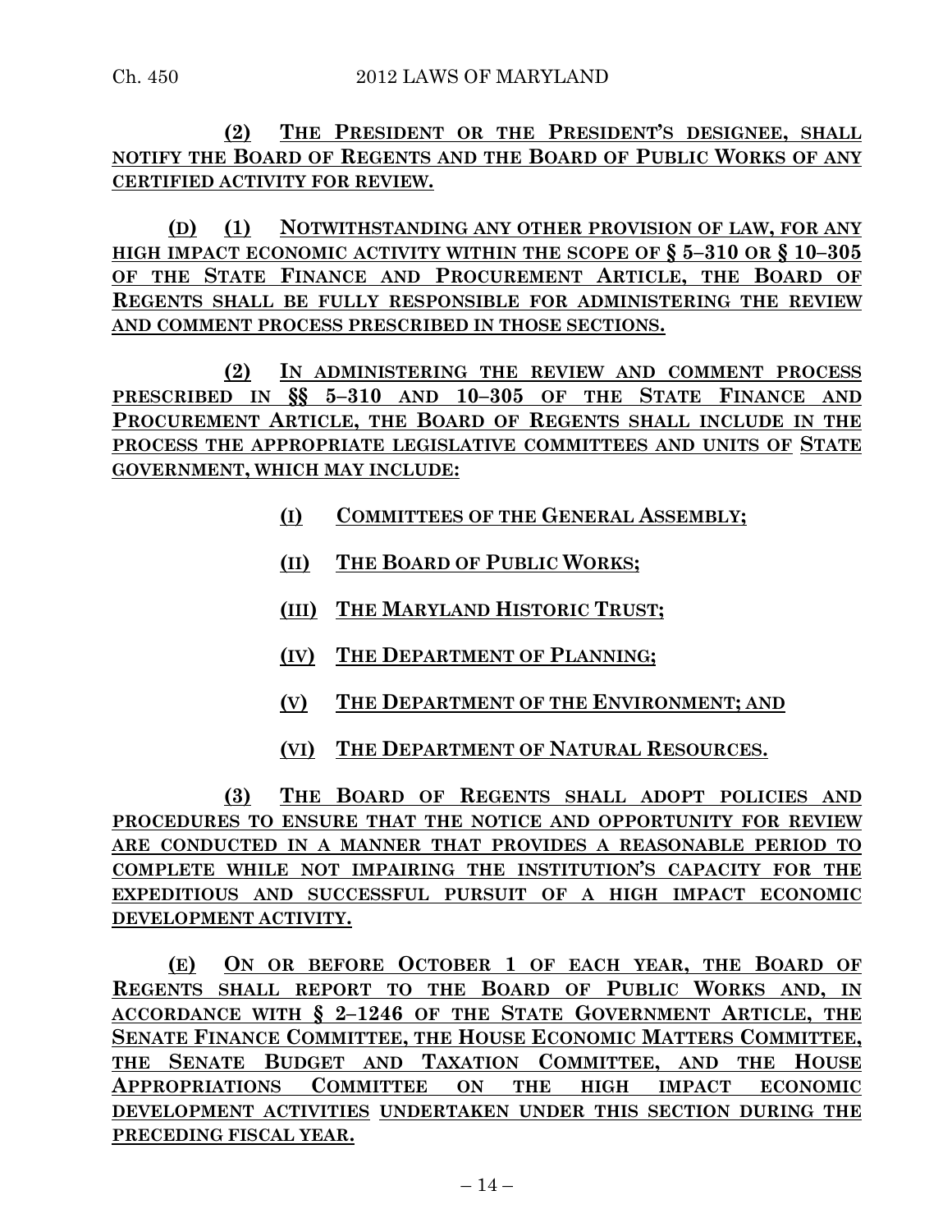**(2) THE PRESIDENT OR THE PRESIDENT'S DESIGNEE, SHALL NOTIFY THE BOARD OF REGENTS AND THE BOARD OF PUBLIC WORKS OF ANY CERTIFIED ACTIVITY FOR REVIEW.**

**(D) (1) NOTWITHSTANDING ANY OTHER PROVISION OF LAW, FOR ANY HIGH IMPACT ECONOMIC ACTIVITY WITHIN THE SCOPE OF § 5–310 OR § 10–305 OF THE STATE FINANCE AND PROCUREMENT ARTICLE, THE BOARD OF REGENTS SHALL BE FULLY RESPONSIBLE FOR ADMINISTERING THE REVIEW AND COMMENT PROCESS PRESCRIBED IN THOSE SECTIONS.**

**(2) IN ADMINISTERING THE REVIEW AND COMMENT PROCESS PRESCRIBED IN §§ 5–310 AND 10–305 OF THE STATE FINANCE AND PROCUREMENT ARTICLE, THE BOARD OF REGENTS SHALL INCLUDE IN THE PROCESS THE APPROPRIATE LEGISLATIVE COMMITTEES AND UNITS OF STATE GOVERNMENT, WHICH MAY INCLUDE:**

**(I) COMMITTEES OF THE GENERAL ASSEMBLY;**

**(II) THE BOARD OF PUBLIC WORKS;**

**(III) THE MARYLAND HISTORIC TRUST;**

**(IV) THE DEPARTMENT OF PLANNING;**

**(V) THE DEPARTMENT OF THE ENVIRONMENT; AND**

**(VI) THE DEPARTMENT OF NATURAL RESOURCES.**

**(3) THE BOARD OF REGENTS SHALL ADOPT POLICIES AND PROCEDURES TO ENSURE THAT THE NOTICE AND OPPORTUNITY FOR REVIEW ARE CONDUCTED IN A MANNER THAT PROVIDES A REASONABLE PERIOD TO COMPLETE WHILE NOT IMPAIRING THE INSTITUTION'S CAPACITY FOR THE EXPEDITIOUS AND SUCCESSFUL PURSUIT OF A HIGH IMPACT ECONOMIC DEVELOPMENT ACTIVITY.**

**(E) ON OR BEFORE OCTOBER 1 OF EACH YEAR, THE BOARD OF REGENTS SHALL REPORT TO THE BOARD OF PUBLIC WORKS AND, IN ACCORDANCE WITH § 2–1246 OF THE STATE GOVERNMENT ARTICLE, THE SENATE FINANCE COMMITTEE, THE HOUSE ECONOMIC MATTERS COMMITTEE, THE SENATE BUDGET AND TAXATION COMMITTEE, AND THE HOUSE APPROPRIATIONS COMMITTEE ON THE HIGH IMPACT ECONOMIC DEVELOPMENT ACTIVITIES UNDERTAKEN UNDER THIS SECTION DURING THE PRECEDING FISCAL YEAR.**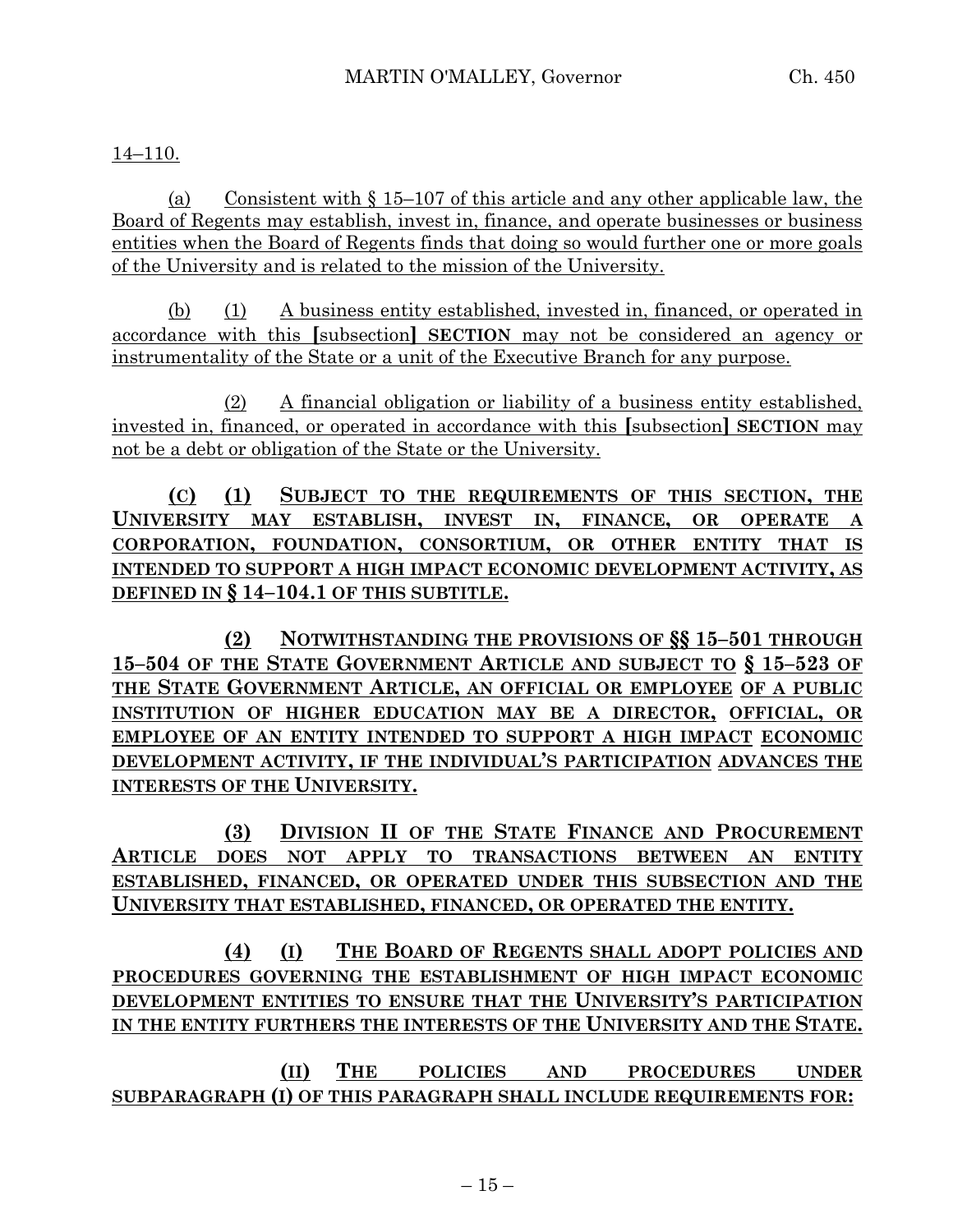14–110.

(a) Consistent with § 15–107 of this article and any other applicable law, the Board of Regents may establish, invest in, finance, and operate businesses or business entities when the Board of Regents finds that doing so would further one or more goals of the University and is related to the mission of the University.

(b) (1) A business entity established, invested in, financed, or operated in accordance with this [subsection] **SECTION** may not be considered an agency or instrumentality of the State or a unit of the Executive Branch for any purpose.

(2) A financial obligation or liability of a business entity established, invested in, financed, or operated in accordance with this [subsection] **SECTION** may not be a debt or obligation of the State or the University.

**(C) (1) SUBJECT TO THE REQUIREMENTS OF THIS SECTION, THE UNIVERSITY MAY ESTABLISH, INVEST IN, FINANCE, OR OPERATE A CORPORATION, FOUNDATION, CONSORTIUM, OR OTHER ENTITY THAT IS INTENDED TO SUPPORT A HIGH IMPACT ECONOMIC DEVELOPMENT ACTIVITY, AS DEFINED IN § 14–104.1 OF THIS SUBTITLE.**

**(2) NOTWITHSTANDING THE PROVISIONS OF §§ 15–501 THROUGH 15–504 OF THE STATE GOVERNMENT ARTICLE AND SUBJECT TO § 15–523 OF THE STATE GOVERNMENT ARTICLE, AN OFFICIAL OR EMPLOYEE OF A PUBLIC INSTITUTION OF HIGHER EDUCATION MAY BE A DIRECTOR, OFFICIAL, OR EMPLOYEE OF AN ENTITY INTENDED TO SUPPORT A HIGH IMPACT ECONOMIC DEVELOPMENT ACTIVITY, IF THE INDIVIDUAL'S PARTICIPATION ADVANCES THE INTERESTS OF THE UNIVERSITY.**

**(3) DIVISION II OF THE STATE FINANCE AND PROCUREMENT ARTICLE DOES NOT APPLY TO TRANSACTIONS BETWEEN AN ENTITY ESTABLISHED, FINANCED, OR OPERATED UNDER THIS SUBSECTION AND THE UNIVERSITY THAT ESTABLISHED, FINANCED, OR OPERATED THE ENTITY.**

**(4) (I) THE BOARD OF REGENTS SHALL ADOPT POLICIES AND PROCEDURES GOVERNING THE ESTABLISHMENT OF HIGH IMPACT ECONOMIC DEVELOPMENT ENTITIES TO ENSURE THAT THE UNIVERSITY'S PARTICIPATION IN THE ENTITY FURTHERS THE INTERESTS OF THE UNIVERSITY AND THE STATE.**

**(II) THE POLICIES AND PROCEDURES UNDER SUBPARAGRAPH (I) OF THIS PARAGRAPH SHALL INCLUDE REQUIREMENTS FOR:**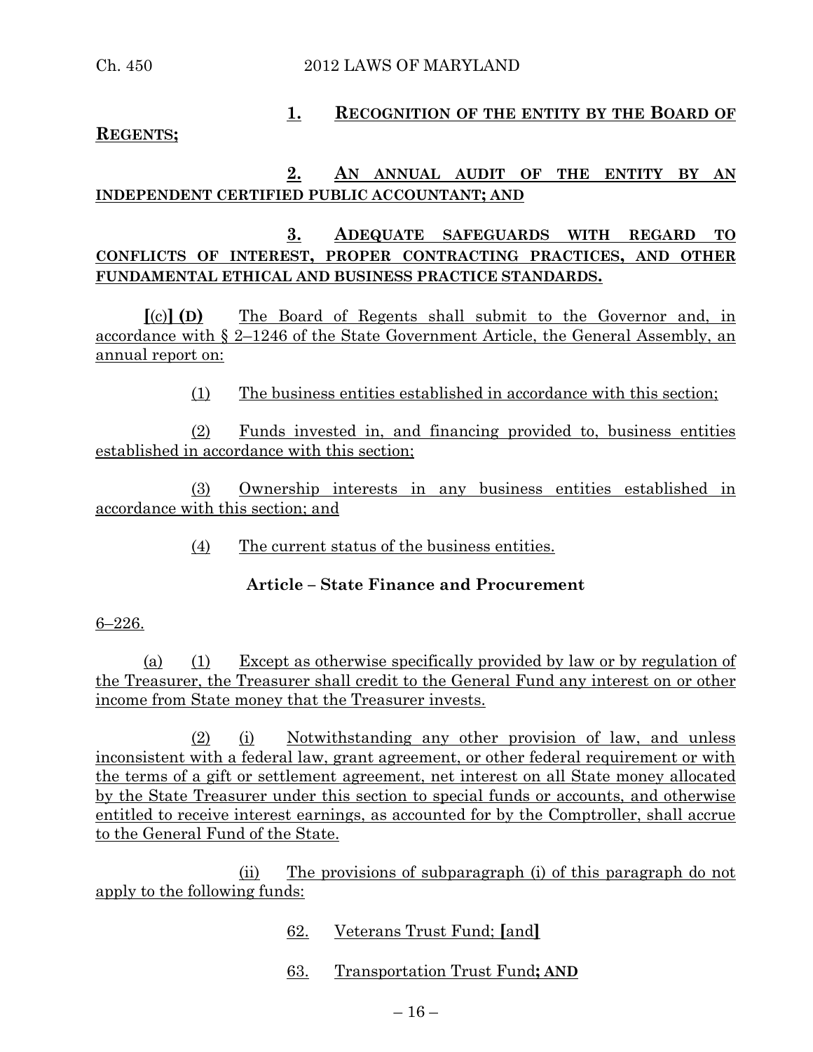**1. RECOGNITION OF THE ENTITY BY THE BOARD OF REGENTS;**

**2. AN ANNUAL AUDIT OF THE ENTITY BY AN INDEPENDENT CERTIFIED PUBLIC ACCOUNTANT; AND**

**3. ADEQUATE SAFEGUARDS WITH REGARD TO CONFLICTS OF INTEREST, PROPER CONTRACTING PRACTICES, AND OTHER FUNDAMENTAL ETHICAL AND BUSINESS PRACTICE STANDARDS.**

**[**(c)**] (D)** The Board of Regents shall submit to the Governor and, in accordance with § 2–1246 of the State Government Article, the General Assembly, an annual report on:

(1) The business entities established in accordance with this section;

(2) Funds invested in, and financing provided to, business entities established in accordance with this section;

(3) Ownership interests in any business entities established in accordance with this section; and

(4) The current status of the business entities.

**Article – State Finance and Procurement**

6–226.

(a) (1) Except as otherwise specifically provided by law or by regulation of the Treasurer, the Treasurer shall credit to the General Fund any interest on or other income from State money that the Treasurer invests.

(2) (i) Notwithstanding any other provision of law, and unless inconsistent with a federal law, grant agreement, or other federal requirement or with the terms of a gift or settlement agreement, net interest on all State money allocated by the State Treasurer under this section to special funds or accounts, and otherwise entitled to receive interest earnings, as accounted for by the Comptroller, shall accrue to the General Fund of the State.

(ii) The provisions of subparagraph (i) of this paragraph do not apply to the following funds:

62. Veterans Trust Fund; **[**and**]**

63. Transportation Trust Fund**; AND**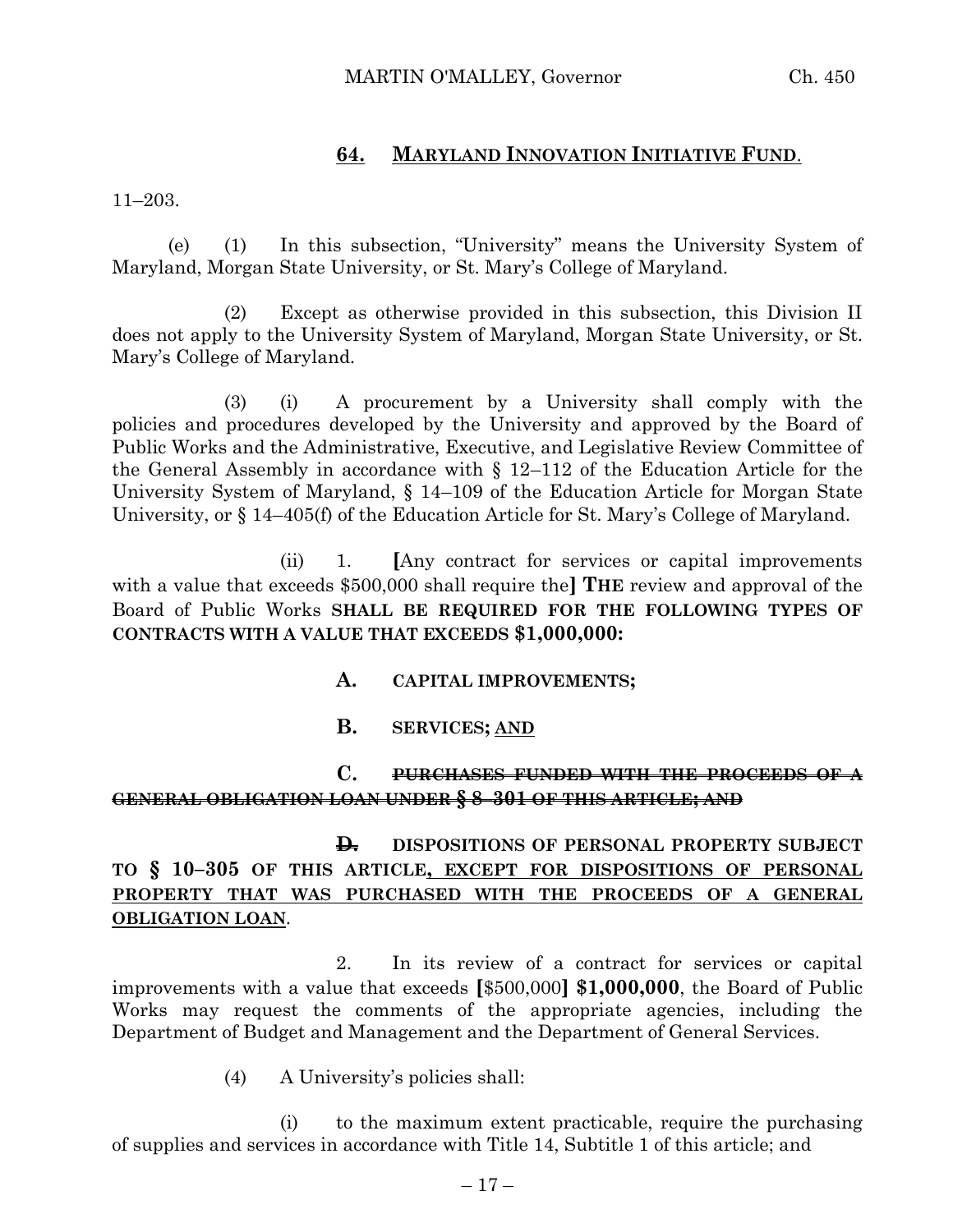**64. MARYLAND INNOVATION INITIATIVE FUND.**

11–203.

(e) (1) In this subsection, "University" means the University System of Maryland, Morgan State University, or St. Mary's College of Maryland.

(2) Except as otherwise provided in this subsection, this Division II does not apply to the University System of Maryland, Morgan State University, or St. Mary's College of Maryland.

(3) (i) A procurement by a University shall comply with the policies and procedures developed by the University and approved by the Board of Public Works and the Administrative, Executive, and Legislative Review Committee of the General Assembly in accordance with § 12–112 of the Education Article for the University System of Maryland, § 14–109 of the Education Article for Morgan State University, or § 14–405(f) of the Education Article for St. Mary's College of Maryland.

(ii) 1. [Any contract for services or capital improvements with a value that exceeds $500,000 shall require the] **THE** review and approval of the Board of Public Works **SHALL BE REQUIRED FOR THE FOLLOWING TYPES OF CONTRACTS WITH A VALUE THAT EXCEEDS $1,000,000:**

**A. CAPITAL IMPROVEMENTS;**

**B. SERVICES;** <u>AND</u>

**C.** ~~**PURCHASES FUNDED WITH THE PROCEEDS OF A GENERAL OBLIGATION LOAN UNDER § 8–301 OF THIS ARTICLE; AND**~~

~~**D.**~~ **DISPOSITIONS OF PERSONAL PROPERTY SUBJECT TO § 10–305 OF THIS ARTICLE**<u>**, EXCEPT FOR DISPOSITIONS OF PERSONAL PROPERTY THAT WAS PURCHASED WITH THE PROCEEDS OF A GENERAL OBLIGATION LOAN**</u>.

2. In its review of a contract for services or capital improvements with a value that exceeds [$500,000] **$1,000,000**, the Board of Public Works may request the comments of the appropriate agencies, including the Department of Budget and Management and the Department of General Services.

(4) A University's policies shall:

(i) to the maximum extent practicable, require the purchasing of supplies and services in accordance with Title 14, Subtitle 1 of this article; and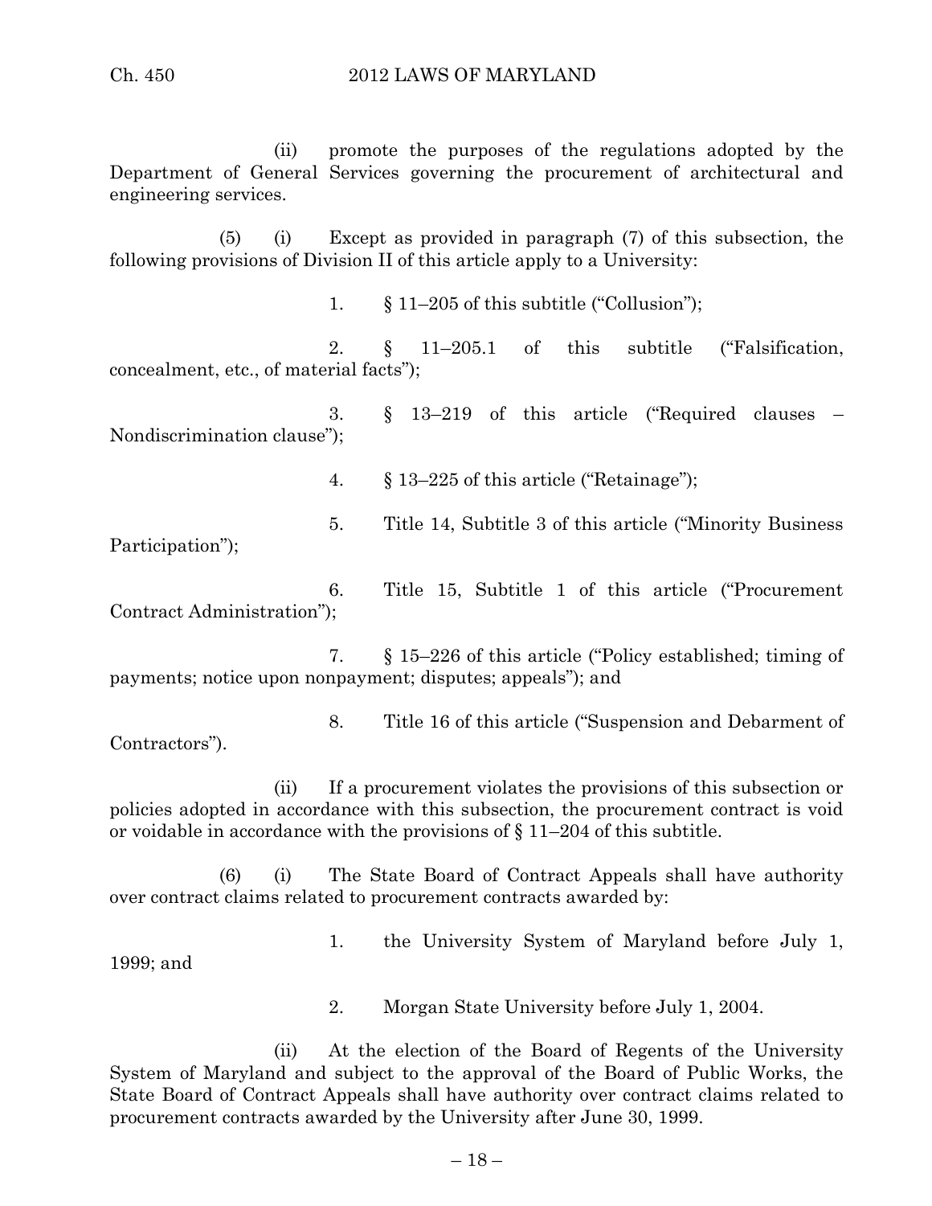(ii) promote the purposes of the regulations adopted by the Department of General Services governing the procurement of architectural and engineering services.

(5) (i) Except as provided in paragraph (7) of this subsection, the following provisions of Division II of this article apply to a University:

1. § 11–205 of this subtitle ("Collusion");

2. § 11–205.1 of this subtitle ("Falsification, concealment, etc., of material facts");

3. § 13–219 of this article ("Required clauses – Nondiscrimination clause");

4. § 13–225 of this article ("Retainage");

5. Title 14, Subtitle 3 of this article ("Minority Business Participation");

6. Title 15, Subtitle 1 of this article ("Procurement Contract Administration");

7. § 15–226 of this article ("Policy established; timing of payments; notice upon nonpayment; disputes; appeals"); and

8. Title 16 of this article ("Suspension and Debarment of Contractors").

(ii) If a procurement violates the provisions of this subsection or policies adopted in accordance with this subsection, the procurement contract is void or voidable in accordance with the provisions of § 11–204 of this subtitle.

(6) (i) The State Board of Contract Appeals shall have authority over contract claims related to procurement contracts awarded by:

1. the University System of Maryland before July 1, 1999; and

2. Morgan State University before July 1, 2004.

(ii) At the election of the Board of Regents of the University System of Maryland and subject to the approval of the Board of Public Works, the State Board of Contract Appeals shall have authority over contract claims related to procurement contracts awarded by the University after June 30, 1999.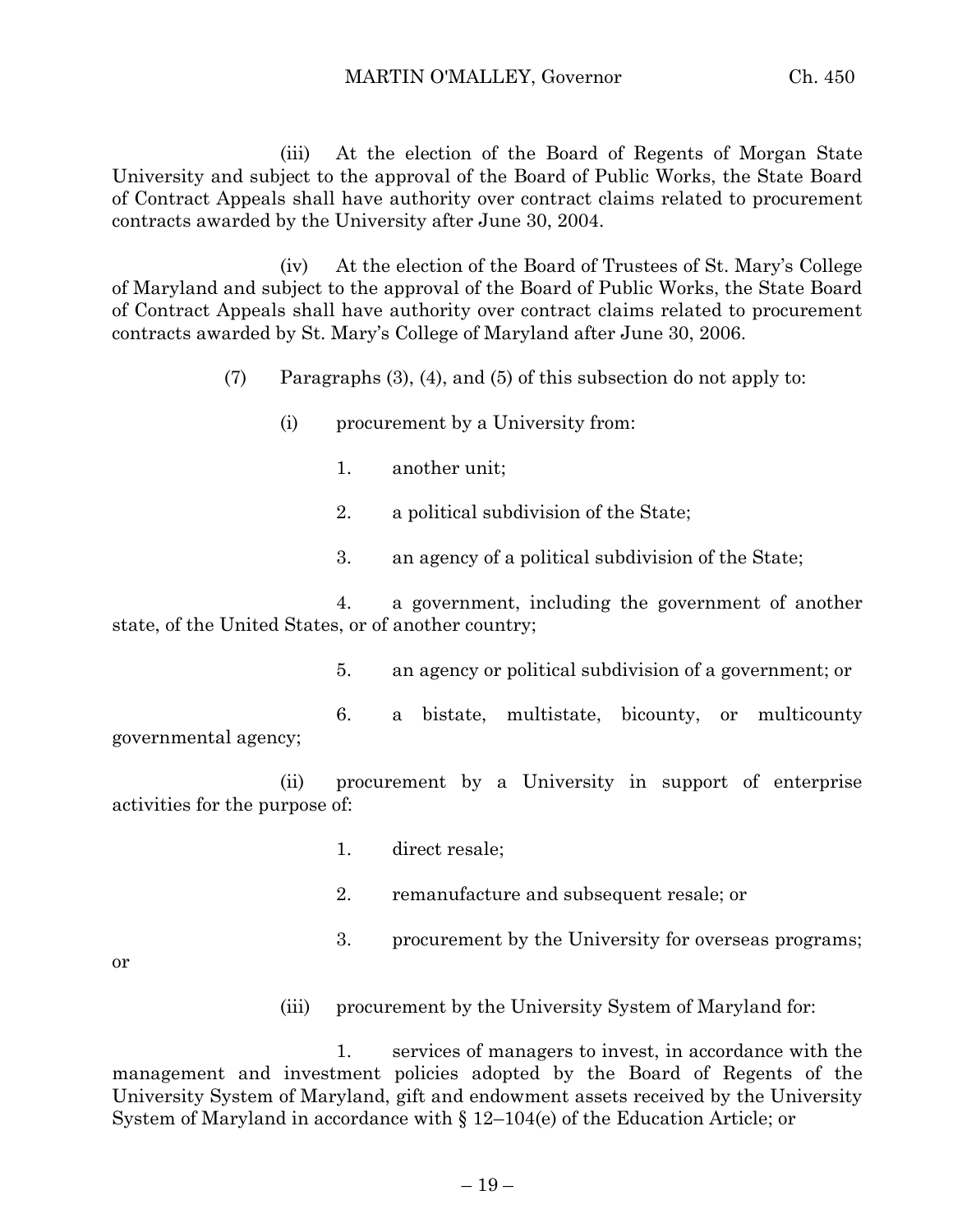(iii) At the election of the Board of Regents of Morgan State University and subject to the approval of the Board of Public Works, the State Board of Contract Appeals shall have authority over contract claims related to procurement contracts awarded by the University after June 30, 2004.

(iv) At the election of the Board of Trustees of St. Mary's College of Maryland and subject to the approval of the Board of Public Works, the State Board of Contract Appeals shall have authority over contract claims related to procurement contracts awarded by St. Mary's College of Maryland after June 30, 2006.

(7) Paragraphs (3), (4), and (5) of this subsection do not apply to:

(i) procurement by a University from:

1. another unit;

2. a political subdivision of the State;

3. an agency of a political subdivision of the State;

4. a government, including the government of another state, of the United States, or of another country;

5. an agency or political subdivision of a government; or

6. a bistate, multistate, bicounty, or multicounty governmental agency;

(ii) procurement by a University in support of enterprise activities for the purpose of:

1. direct resale;

2. remanufacture and subsequent resale; or

3. procurement by the University for overseas programs; or

(iii) procurement by the University System of Maryland for:

1. services of managers to invest, in accordance with the management and investment policies adopted by the Board of Regents of the University System of Maryland, gift and endowment assets received by the University System of Maryland in accordance with § 12–104(e) of the Education Article; or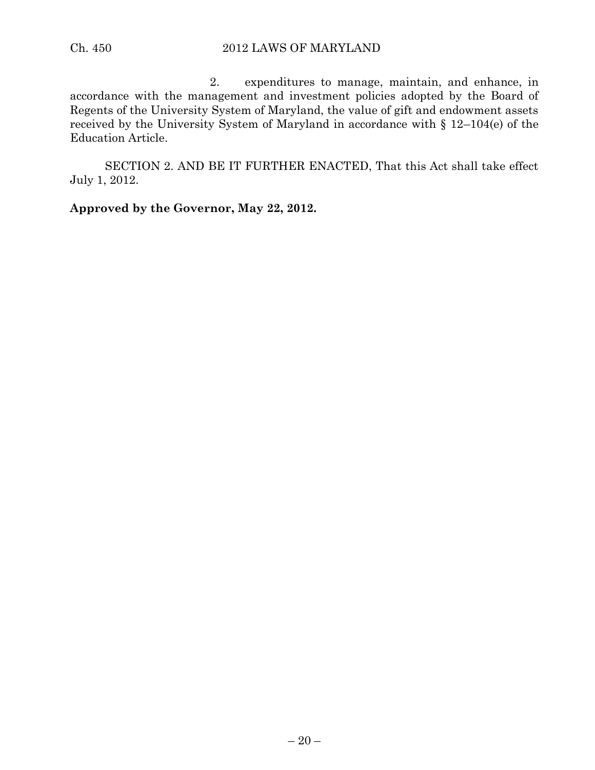2. expenditures to manage, maintain, and enhance, in accordance with the management and investment policies adopted by the Board of Regents of the University System of Maryland, the value of gift and endowment assets received by the University System of Maryland in accordance with § 12–104(e) of the Education Article.

SECTION 2. AND BE IT FURTHER ENACTED, That this Act shall take effect July 1, 2012.

**Approved by the Governor, May 22, 2012.**